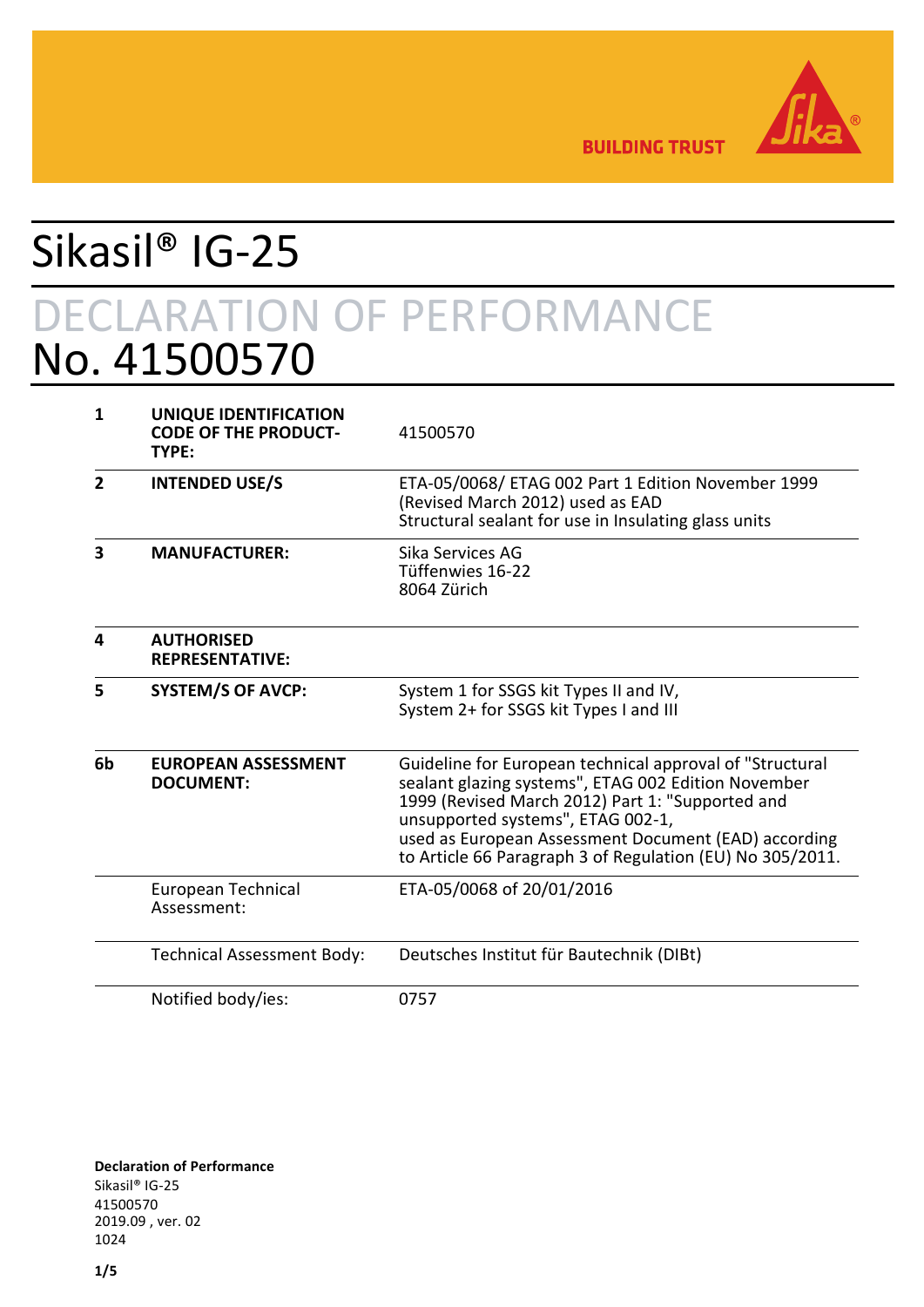BUILDING TRUST

# Sikasil® IG-25

## DECLARATION OF PERFORMANCE
## No. 41500570

| | | |
|---|---|---|
| **1** | **UNIQUE IDENTIFICATION CODE OF THE PRODUCT-TYPE:** | 41500570 |
| **2** | **INTENDED USE/S** | ETA-05/0068/ ETAG 002 Part 1 Edition November 1999 (Revised March 2012) used as EAD<br>Structural sealant for use in Insulating glass units |
| **3** | **MANUFACTURER:** | Sika Services AG<br>Tüffenwies 16-22<br>8064 Zürich |
| **4** | **AUTHORISED REPRESENTATIVE:** | |
| **5** | **SYSTEM/S OF AVCP:** | System 1 for SSGS kit Types II and IV,<br>System 2+ for SSGS kit Types I and III |
| **6b** | **EUROPEAN ASSESSMENT DOCUMENT:** | Guideline for European technical approval of "Structural sealant glazing systems", ETAG 002 Edition November 1999 (Revised March 2012) Part 1: "Supported and unsupported systems", ETAG 002-1,<br>used as European Assessment Document (EAD) according to Article 66 Paragraph 3 of Regulation (EU) No 305/2011. |
| | European Technical Assessment: | ETA-05/0068 of 20/01/2016 |
| | Technical Assessment Body: | Deutsches Institut für Bautechnik (DIBt) |
| | Notified body/ies: | 0757 |

**Declaration of Performance**
Sikasil® IG-25
41500570
2019.09 , ver. 02
1024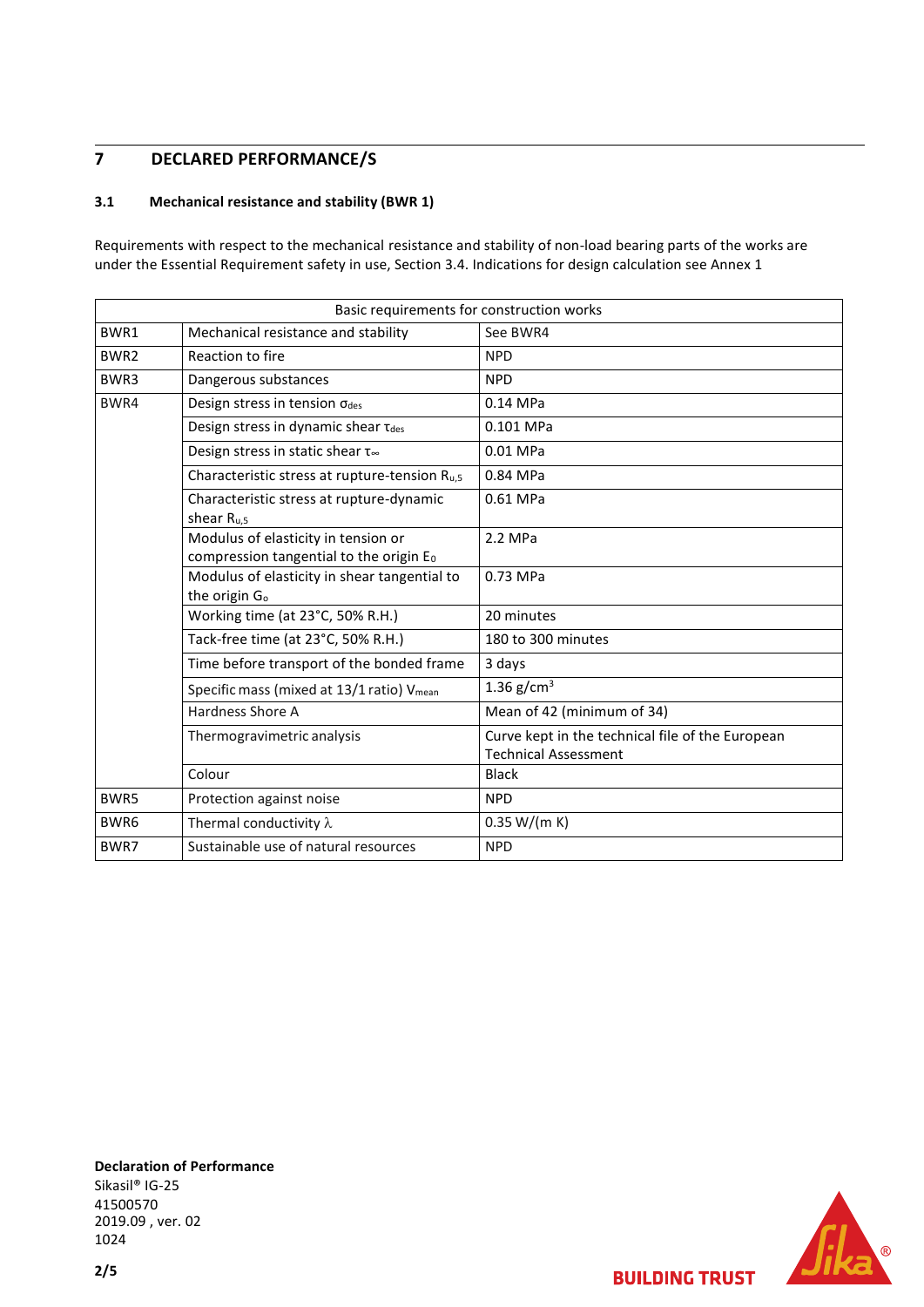## 7 DECLARED PERFORMANCE/S

### 3.1 Mechanical resistance and stability (BWR 1)

Requirements with respect to the mechanical resistance and stability of non-load bearing parts of the works are under the Essential Requirement safety in use, Section 3.4. Indications for design calculation see Annex 1

| Basic requirements for construction works | | |
|---|---|---|
| BWR1 | Mechanical resistance and stability | See BWR4 |
| BWR2 | Reaction to fire | NPD |
| BWR3 | Dangerous substances | NPD |
| BWR4 | Design stress in tension $\sigma_{des}$ | 0.14 MPa |
| | Design stress in dynamic shear $\tau_{des}$ | 0.101 MPa |
| | Design stress in static shear $\tau_{\infty}$ | 0.01 MPa |
| | Characteristic stress at rupture-tension $R_{u,5}$ | 0.84 MPa |
| | Characteristic stress at rupture-dynamic shear $R_{u,5}$ | 0.61 MPa |
| | Modulus of elasticity in tension or compression tangential to the origin $E_0$ | 2.2 MPa |
| | Modulus of elasticity in shear tangential to the origin $G_o$ | 0.73 MPa |
| | Working time (at 23°C, 50% R.H.) | 20 minutes |
| | Tack-free time (at 23°C, 50% R.H.) | 180 to 300 minutes |
| | Time before transport of the bonded frame | 3 days |
| | Specific mass (mixed at 13/1 ratio) $V_{mean}$ | 1.36 g/cm$^3$ |
| | Hardness Shore A | Mean of 42 (minimum of 34) |
| | Thermogravimetric analysis | Curve kept in the technical file of the European Technical Assessment |
| | Colour | Black |
| BWR5 | Protection against noise | NPD |
| BWR6 | Thermal conductivity $\lambda$ | 0.35 W/(m K) |
| BWR7 | Sustainable use of natural resources | NPD |

**Declaration of Performance**
Sikasil® IG-25
41500570
2019.09 , ver. 02
1024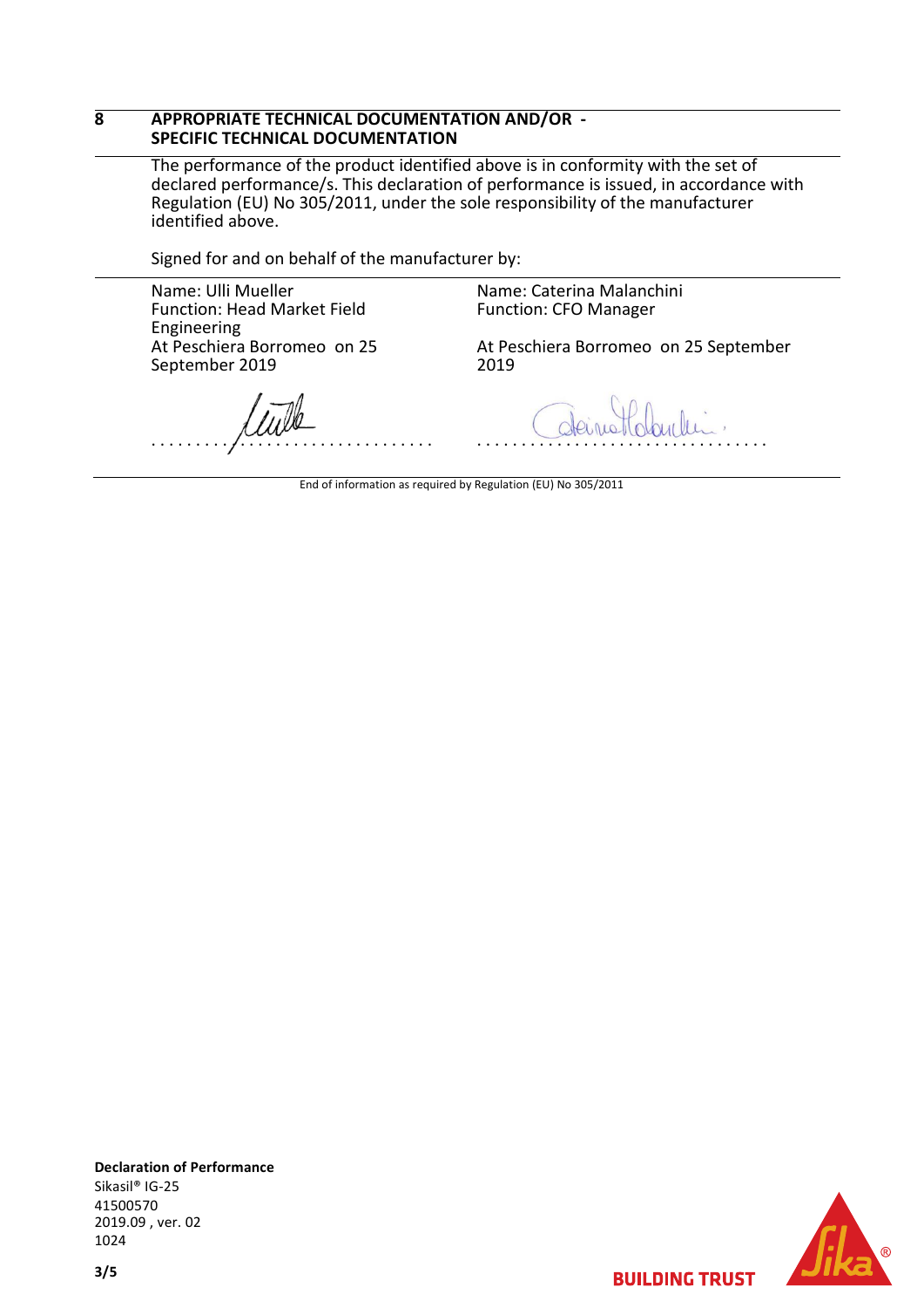## 8 APPROPRIATE TECHNICAL DOCUMENTATION AND/OR - SPECIFIC TECHNICAL DOCUMENTATION

The performance of the product identified above is in conformity with the set of declared performance/s. This declaration of performance is issued, in accordance with Regulation (EU) No 305/2011, under the sole responsibility of the manufacturer identified above.

Signed for and on behalf of the manufacturer by:

| | |
|---|---|
| Name: Ulli Mueller<br>Function: Head Market Field Engineering<br>At Peschiera Borromeo on 25 September 2019 | Name: Caterina Malanchini<br>Function: CFO Manager<br><br>At Peschiera Borromeo on 25 September 2019 |
| ....................................... | ....................................... |

End of information as required by Regulation (EU) No 305/2011

**Declaration of Performance**
Sikasil® IG-25
41500570
2019.09 , ver. 02
1024

BUILDING TRUST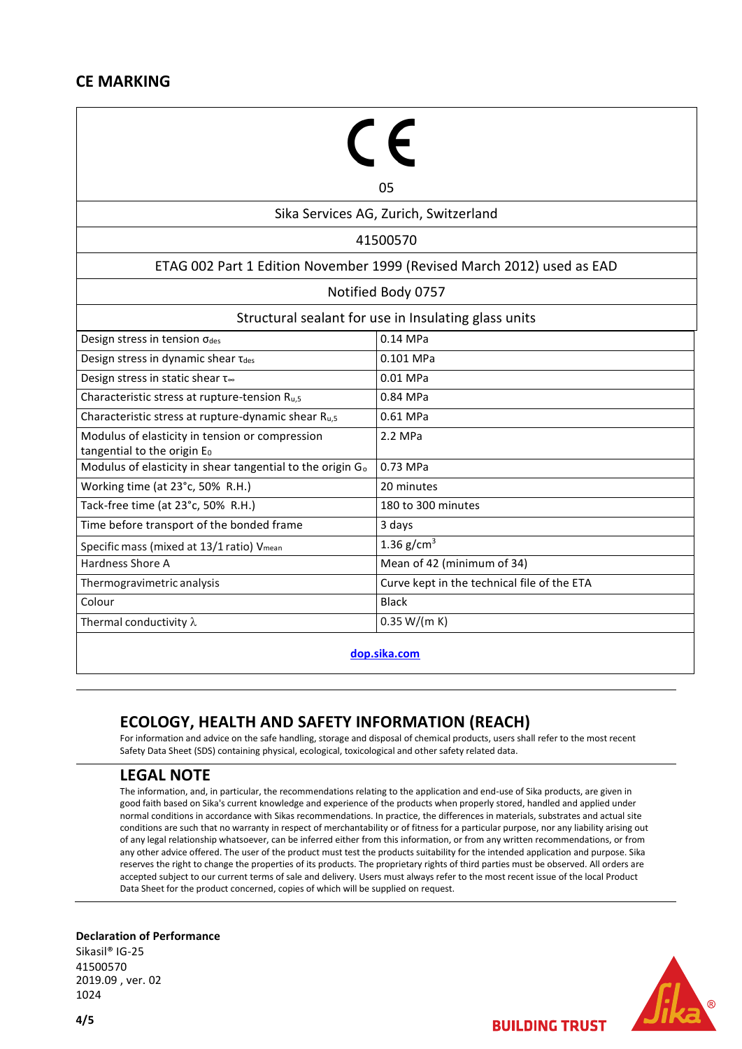## CE MARKING

| CE<br>05 | |
|---|---|
| Sika Services AG, Zurich, Switzerland | |
| 41500570 | |
| ETAG 002 Part 1 Edition November 1999 (Revised March 2012) used as EAD | |
| Notified Body 0757 | |
| Structural sealant for use in Insulating glass units | |
| Design stress in tension $\sigma_{des}$ | 0.14 MPa |
| Design stress in dynamic shear $\tau_{des}$ | 0.101 MPa |
| Design stress in static shear $\tau_{\infty}$ | 0.01 MPa |
| Characteristic stress at rupture-tension $R_{u,5}$ | 0.84 MPa |
| Characteristic stress at rupture-dynamic shear $R_{u,5}$ | 0.61 MPa |
| Modulus of elasticity in tension or compression tangential to the origin $E_0$ | 2.2 MPa |
| Modulus of elasticity in shear tangential to the origin $G_o$ | 0.73 MPa |
| Working time (at 23°c, 50% R.H.) | 20 minutes |
| Tack-free time (at 23°c, 50% R.H.) | 180 to 300 minutes |
| Time before transport of the bonded frame | 3 days |
| Specific mass (mixed at 13/1 ratio) $V_{mean}$ | 1.36 g/cm$^3$ |
| Hardness Shore A | Mean of 42 (minimum of 34) |
| Thermogravimetric analysis | Curve kept in the technical file of the ETA |
| Colour | Black |
| Thermal conductivity $\lambda$ | 0.35 W/(m K) |
| dop.sika.com | |

## ECOLOGY, HEALTH AND SAFETY INFORMATION (REACH)

For information and advice on the safe handling, storage and disposal of chemical products, users shall refer to the most recent Safety Data Sheet (SDS) containing physical, ecological, toxicological and other safety related data.

## LEGAL NOTE

The information, and, in particular, the recommendations relating to the application and end-use of Sika products, are given in good faith based on Sika's current knowledge and experience of the products when properly stored, handled and applied under normal conditions in accordance with Sikas recommendations. In practice, the differences in materials, substrates and actual site conditions are such that no warranty in respect of merchantability or of fitness for a particular purpose, nor any liability arising out of any legal relationship whatsoever, can be inferred either from this information, or from any written recommendations, or from any other advice offered. The user of the product must test the products suitability for the intended application and purpose. Sika reserves the right to change the properties of its products. The proprietary rights of third parties must be observed. All orders are accepted subject to our current terms of sale and delivery. Users must always refer to the most recent issue of the local Product Data Sheet for the product concerned, copies of which will be supplied on request.

**Declaration of Performance**
Sikasil® IG-25
41500570
2019.09 , ver. 02
1024

BUILDING TRUST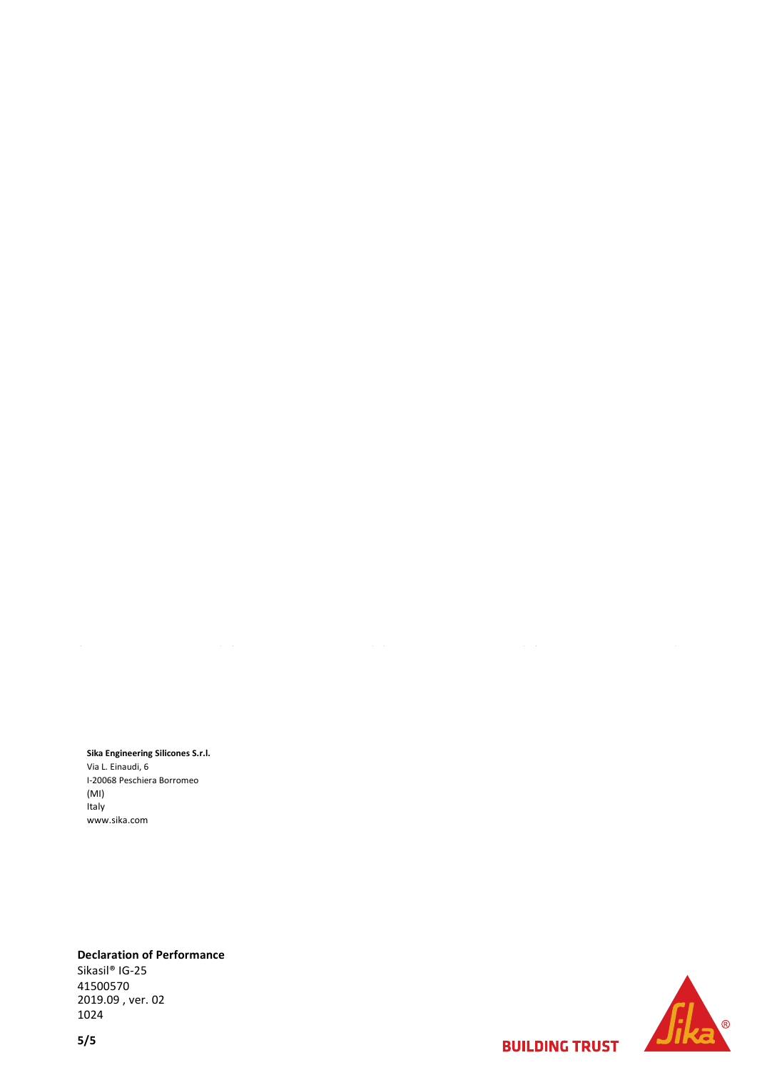**Sika Engineering Silicones S.r.l.**
Via L. Einaudi, 6
I-20068 Peschiera Borromeo
(MI)
Italy
www.sika.com

**Declaration of Performance**
Sikasil® IG-25
41500570
2019.09 , ver. 02
1024

BUILDING TRUST